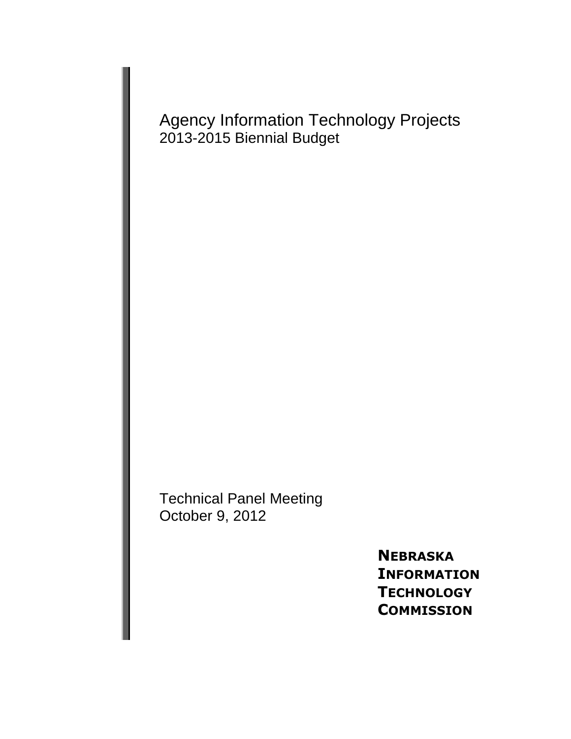# Agency Information Technology Projects

2013-2015 Biennial Budget

Technical Panel Meeting
October 9, 2012

**NEBRASKA**
**INFORMATION**
**TECHNOLOGY**
**COMMISSION**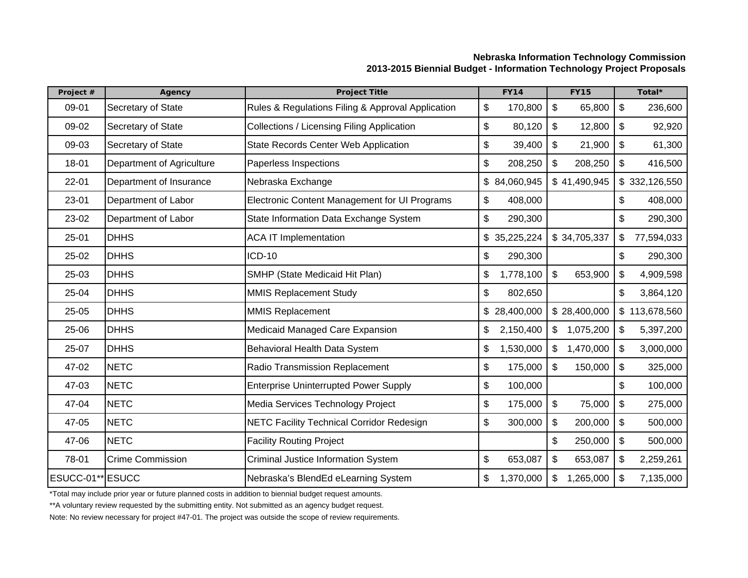**Nebraska Information Technology Commission**
**2013-2015 Biennial Budget - Information Technology Project Proposals**

| Project # | Agency | Project Title | FY14 | FY15 | Total* |
|---|---|---|---|---|---|
| 09-01 | Secretary of State | Rules & Regulations Filing & Approval Application | $ 170,800 | $ 65,800 | $ 236,600 |
| 09-02 | Secretary of State | Collections / Licensing Filing Application | $ 80,120 | $ 12,800 | $ 92,920 |
| 09-03 | Secretary of State | State Records Center Web Application | $ 39,400 | $ 21,900 | $ 61,300 |
| 18-01 | Department of Agriculture | Paperless Inspections | $ 208,250 | $ 208,250 | $ 416,500 |
| 22-01 | Department of Insurance | Nebraska Exchange | $ 84,060,945 | $ 41,490,945 | $ 332,126,550 |
| 23-01 | Department of Labor | Electronic Content Management for UI Programs | $ 408,000 | | $ 408,000 |
| 23-02 | Department of Labor | State Information Data Exchange System | $ 290,300 | | $ 290,300 |
| 25-01 | DHHS | ACA IT Implementation | $ 35,225,224 | $ 34,705,337 | $ 77,594,033 |
| 25-02 | DHHS | ICD-10 | $ 290,300 | | $ 290,300 |
| 25-03 | DHHS | SMHP (State Medicaid Hit Plan) | $ 1,778,100 | $ 653,900 | $ 4,909,598 |
| 25-04 | DHHS | MMIS Replacement Study | $ 802,650 | | $ 3,864,120 |
| 25-05 | DHHS | MMIS Replacement | $ 28,400,000 | $ 28,400,000 | $ 113,678,560 |
| 25-06 | DHHS | Medicaid Managed Care Expansion | $ 2,150,400 | $ 1,075,200 | $ 5,397,200 |
| 25-07 | DHHS | Behavioral Health Data System | $ 1,530,000 | $ 1,470,000 | $ 3,000,000 |
| 47-02 | NETC | Radio Transmission Replacement | $ 175,000 | $ 150,000 | $ 325,000 |
| 47-03 | NETC | Enterprise Uninterrupted Power Supply | $ 100,000 | | $ 100,000 |
| 47-04 | NETC | Media Services Technology Project | $ 175,000 | $ 75,000 | $ 275,000 |
| 47-05 | NETC | NETC Facility Technical Corridor Redesign | $ 300,000 | $ 200,000 | $ 500,000 |
| 47-06 | NETC | Facility Routing Project | | $ 250,000 | $ 500,000 |
| 78-01 | Crime Commission | Criminal Justice Information System | $ 653,087 | $ 653,087 | $ 2,259,261 |
| ESUCC-01** | ESUCC | Nebraska's BlendEd eLearning System | $ 1,370,000 | $ 1,265,000 | $ 7,135,000 |

*Total may include prior year or future planned costs in addition to biennial budget request amounts.

**A voluntary review requested by the submitting entity. Not submitted as an agency budget request.

Note: No review necessary for project #47-01. The project was outside the scope of review requirements.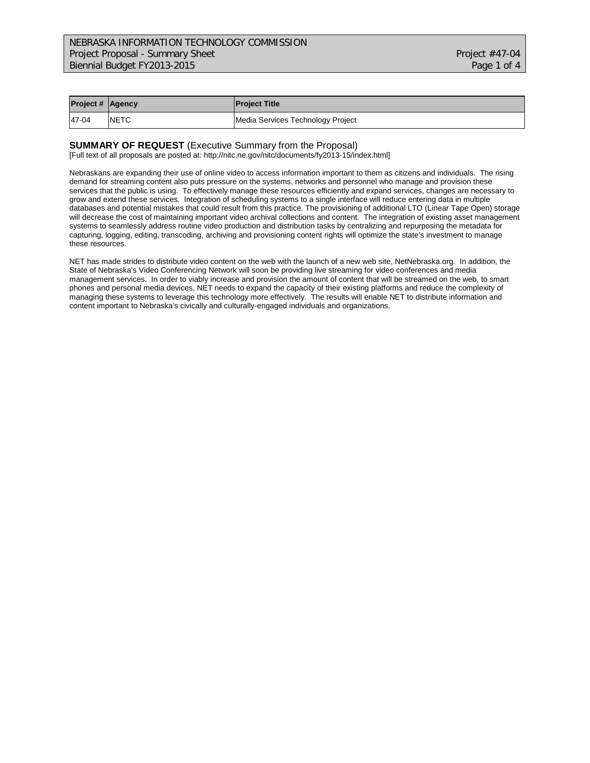| Project # | Agency | Project Title |
| --- | --- | --- |
| 47-04 | NETC | Media Services Technology Project |

## SUMMARY OF REQUEST (Executive Summary from the Proposal)

[Full text of all proposals are posted at: http://nitc.ne.gov/nitc/documents/fy2013-15/index.html]

Nebraskans are expanding their use of online video to access information important to them as citizens and individuals. The rising demand for streaming content also puts pressure on the systems, networks and personnel who manage and provision these services that the public is using. To effectively manage these resources efficiently and expand services, changes are necessary to grow and extend these services. Integration of scheduling systems to a single interface will reduce entering data in multiple databases and potential mistakes that could result from this practice. The provisioning of additional LTO (Linear Tape Open) storage will decrease the cost of maintaining important video archival collections and content. The integration of existing asset management systems to seamlessly address routine video production and distribution tasks by centralizing and repurposing the metadata for capturing, logging, editing, transcoding, archiving and provisioning content rights will optimize the state's investment to manage these resources.

NET has made strides to distribute video content on the web with the launch of a new web site, NetNebraska.org. In addition, the State of Nebraska's Video Conferencing Network will soon be providing live streaming for video conferences and media management services. In order to viably increase and provision the amount of content that will be streamed on the web, to smart phones and personal media devices, NET needs to expand the capacity of their existing platforms and reduce the complexity of managing these systems to leverage this technology more effectively. The results will enable NET to distribute information and content important to Nebraska's civically and culturally-engaged individuals and organizations.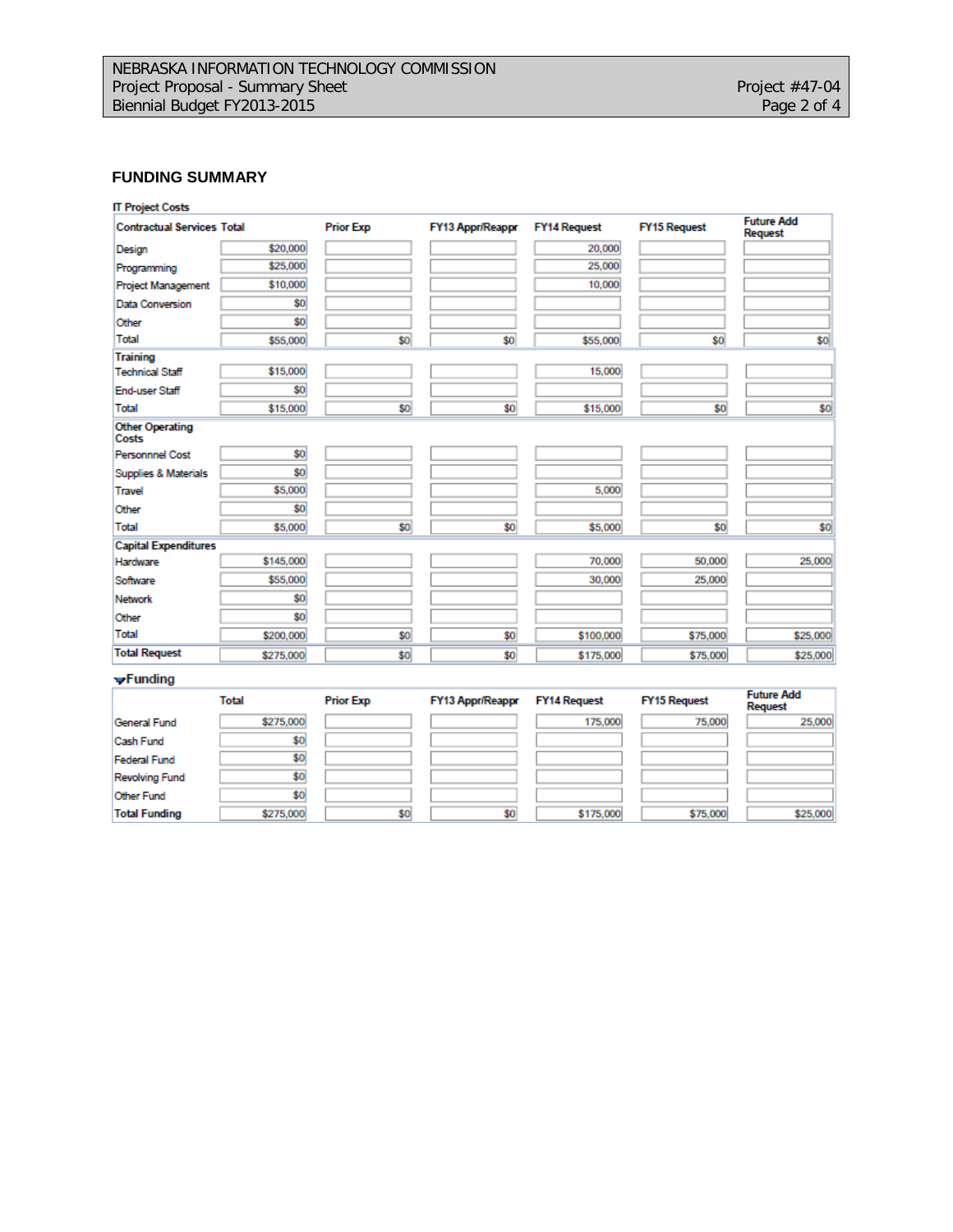## FUNDING SUMMARY

**IT Project Costs**

| Contractual Services | Total | Prior Exp | FY13 Appr/Reappr | FY14 Request | FY15 Request | Future Add Request |
|---|---|---|---|---|---|---|
| Design | $20,000 | | | 20,000 | | |
| Programming | $25,000 | | | 25,000 | | |
| Project Management | $10,000 | | | 10,000 | | |
| Data Conversion | $0 | | | | | |
| Other | $0 | | | | | |
| Total | $55,000 | $0 | $0 | $55,000 | $0 | $0 |
| **Training** | | | | | | |
| Technical Staff | $15,000 | | | 15,000 | | |
| End-user Staff | $0 | | | | | |
| Total | $15,000 | $0 | $0 | $15,000 | $0 | $0 |
| **Other Operating Costs** | | | | | | |
| Personnnel Cost | $0 | | | | | |
| Supplies & Materials | $0 | | | | | |
| Travel | $5,000 | | | 5,000 | | |
| Other | $0 | | | | | |
| Total | $5,000 | $0 | $0 | $5,000 | $0 | $0 |
| **Capital Expenditures** | | | | | | |
| Hardware | $145,000 | | | 70,000 | 50,000 | 25,000 |
| Software | $55,000 | | | 30,000 | 25,000 | |
| Network | $0 | | | | | |
| Other | $0 | | | | | |
| Total | $200,000 | $0 | $0 | $100,000 | $75,000 | $25,000 |
| **Total Request** | $275,000 | $0 | $0 | $175,000 | $75,000 | $25,000 |

**Funding**

| | Total | Prior Exp | FY13 Appr/Reappr | FY14 Request | FY15 Request | Future Add Request |
|---|---|---|---|---|---|---|
| General Fund | $275,000 | | | 175,000 | 75,000 | 25,000 |
| Cash Fund | $0 | | | | | |
| Federal Fund | $0 | | | | | |
| Revolving Fund | $0 | | | | | |
| Other Fund | $0 | | | | | |
| **Total Funding** | $275,000 | $0 | $0 | $175,000 | $75,000 | $25,000 |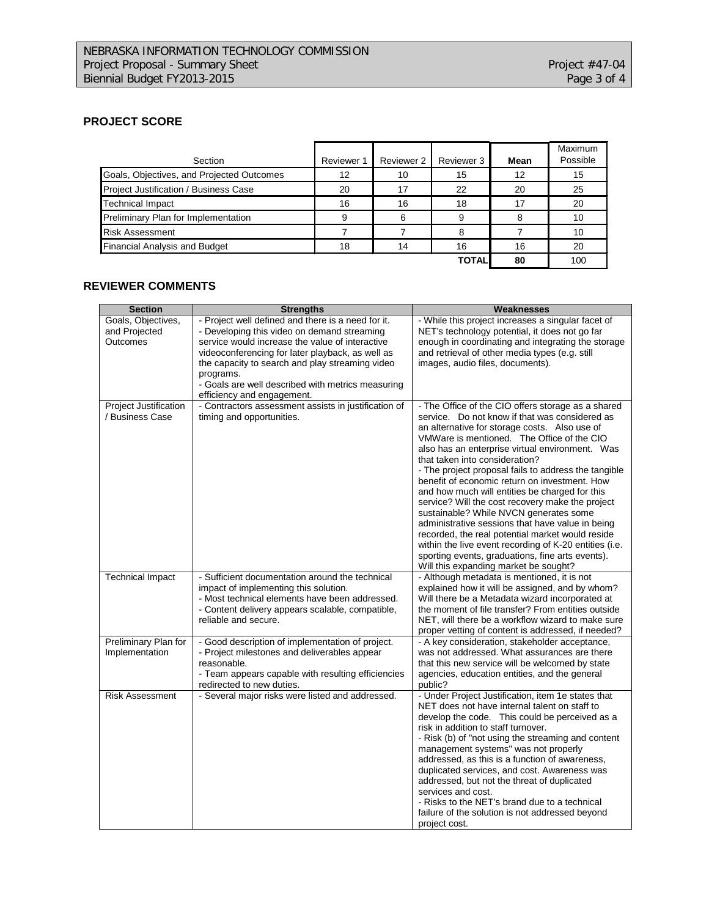## PROJECT SCORE

| Section | Reviewer 1 | Reviewer 2 | Reviewer 3 | Mean | Maximum Possible |
|---|---|---|---|---|---|
| Goals, Objectives, and Projected Outcomes | 12 | 10 | 15 | 12 | 15 |
| Project Justification / Business Case | 20 | 17 | 22 | 20 | 25 |
| Technical Impact | 16 | 16 | 18 | 17 | 20 |
| Preliminary Plan for Implementation | 9 | 6 | 9 | 8 | 10 |
| Risk Assessment | 7 | 7 | 8 | 7 | 10 |
| Financial Analysis and Budget | 18 | 14 | 16 | 16 | 20 |
| | | | **TOTAL** | **80** | 100 |

## REVIEWER COMMENTS

| Section | Strengths | Weaknesses |
|---|---|---|
| Goals, Objectives, and Projected Outcomes | - Project well defined and there is a need for it.<br>- Developing this video on demand streaming service would increase the value of interactive videoconferencing for later playback, as well as the capacity to search and play streaming video programs.<br>- Goals are well described with metrics measuring efficiency and engagement. | - While this project increases a singular facet of NET's technology potential, it does not go far enough in coordinating and integrating the storage and retrieval of other media types (e.g. still images, audio files, documents). |
| Project Justification / Business Case | - Contractors assessment assists in justification of timing and opportunities. | - The Office of the CIO offers storage as a shared service. Do not know if that was considered as an alternative for storage costs. Also use of VMWare is mentioned. The Office of the CIO also has an enterprise virtual environment. Was that taken into consideration?<br>- The project proposal fails to address the tangible benefit of economic return on investment. How and how much will entities be charged for this service? Will the cost recovery make the project sustainable? While NVCN generates some administrative sessions that have value in being recorded, the real potential market would reside within the live event recording of K-20 entities (i.e. sporting events, graduations, fine arts events). Will this expanding market be sought? |
| Technical Impact | - Sufficient documentation around the technical impact of implementing this solution.<br>- Most technical elements have been addressed.<br>- Content delivery appears scalable, compatible, reliable and secure. | - Although metadata is mentioned, it is not explained how it will be assigned, and by whom? Will there be a Metadata wizard incorporated at the moment of file transfer? From entities outside NET, will there be a workflow wizard to make sure proper vetting of content is addressed, if needed? |
| Preliminary Plan for Implementation | - Good description of implementation of project.<br>- Project milestones and deliverables appear reasonable.<br>- Team appears capable with resulting efficiencies redirected to new duties. | - A key consideration, stakeholder acceptance, was not addressed. What assurances are there that this new service will be welcomed by state agencies, education entities, and the general public? |
| Risk Assessment | - Several major risks were listed and addressed. | - Under Project Justification, item 1e states that NET does not have internal talent on staff to develop the code. This could be perceived as a risk in addition to staff turnover.<br>- Risk (b) of "not using the streaming and content management systems" was not properly addressed, as this is a function of awareness, duplicated services, and cost. Awareness was addressed, but not the threat of duplicated services and cost.<br>- Risks to the NET's brand due to a technical failure of the solution is not addressed beyond project cost. |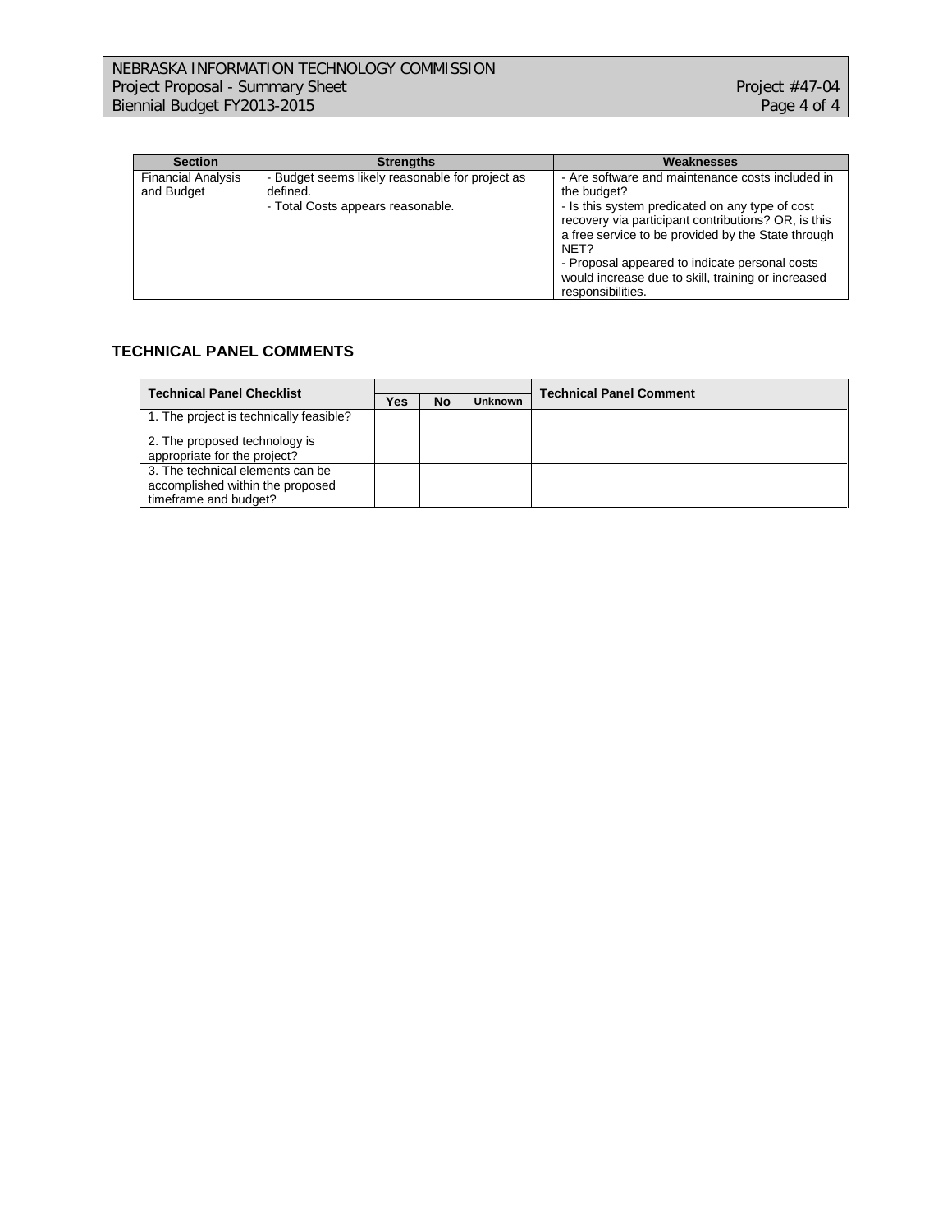| Section | Strengths | Weaknesses |
| --- | --- | --- |
| Financial Analysis and Budget | - Budget seems likely reasonable for project as defined.<br>- Total Costs appears reasonable. | - Are software and maintenance costs included in the budget?<br>- Is this system predicated on any type of cost recovery via participant contributions? OR, is this a free service to be provided by the State through NET?<br>- Proposal appeared to indicate personal costs would increase due to skill, training or increased responsibilities. |

## TECHNICAL PANEL COMMENTS

| Technical Panel Checklist | Yes | No | Unknown | Technical Panel Comment |
| --- | --- | --- | --- | --- |
| 1. The project is technically feasible? | | | | |
| 2. The proposed technology is appropriate for the project? | | | | |
| 3. The technical elements can be accomplished within the proposed timeframe and budget? | | | | |